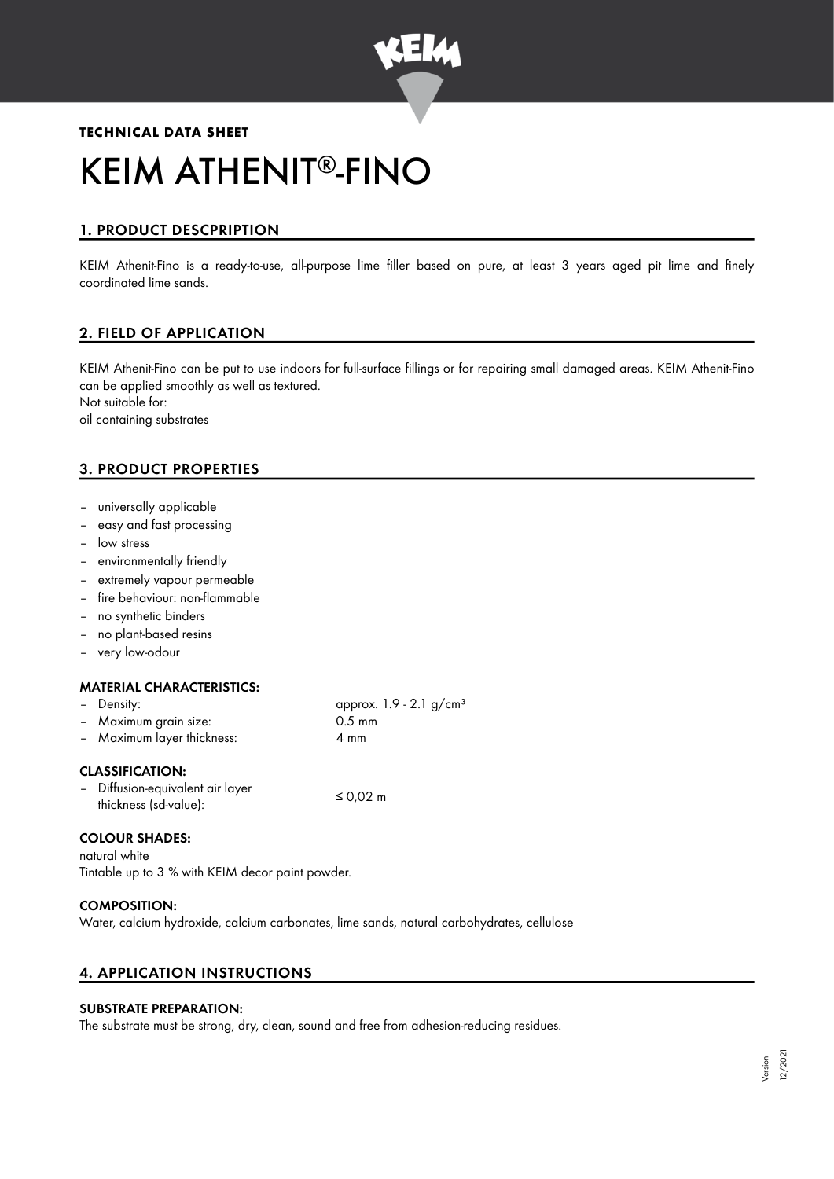**TECHNICAL DATA SHEET**

# KEIM ATHENIT®-FINO

## 1. PRODUCT DESCPRIPTION

KEIM Athenit-Fino is a ready-to-use, all-purpose lime filler based on pure, at least 3 years aged pit lime and finely coordinated lime sands.

## 2. FIELD OF APPLICATION

KEIM Athenit-Fino can be put to use indoors for full-surface fillings or for repairing small damaged areas. KEIM Athenit-Fino can be applied smoothly as well as textured.
Not suitable for:
oil containing substrates

## 3. PRODUCT PROPERTIES

- universally applicable
- easy and fast processing
- low stress
- environmentally friendly
- extremely vapour permeable
- fire behaviour: non-flammable
- no synthetic binders
- no plant-based resins
- very low-odour

### MATERIAL CHARACTERISTICS:

| | |
|---|---|
| – Density: | approx. 1.9 - 2.1 g/cm³ |
| – Maximum grain size: | 0.5 mm |
| – Maximum layer thickness: | 4 mm |

### CLASSIFICATION:

| | |
|---|---|
| – Diffusion-equivalent air layer thickness (sd-value): | ≤ 0,02 m |

### COLOUR SHADES:

natural white
Tintable up to 3 % with KEIM decor paint powder.

### COMPOSITION:

Water, calcium hydroxide, calcium carbonates, lime sands, natural carbohydrates, cellulose

## 4. APPLICATION INSTRUCTIONS

### SUBSTRATE PREPARATION:

The substrate must be strong, dry, clean, sound and free from adhesion-reducing residues.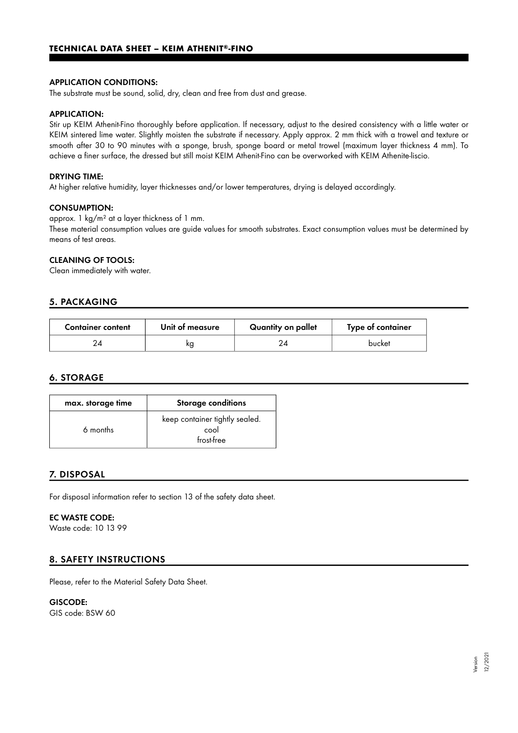#### APPLICATION CONDITIONS:

The substrate must be sound, solid, dry, clean and free from dust and grease.

#### APPLICATION:

Stir up KEIM Athenit-Fino thoroughly before application. If necessary, adjust to the desired consistency with a little water or KEIM sintered lime water. Slightly moisten the substrate if necessary. Apply approx. 2 mm thick with a trowel and texture or smooth after 30 to 90 minutes with a sponge, brush, sponge board or metal trowel (maximum layer thickness 4 mm). To achieve a finer surface, the dressed but still moist KEIM Athenit-Fino can be overworked with KEIM Athenite-liscio.

#### DRYING TIME:

At higher relative humidity, layer thicknesses and/or lower temperatures, drying is delayed accordingly.

#### CONSUMPTION:

approx. 1 kg/m² at a layer thickness of 1 mm.
These material consumption values are guide values for smooth substrates. Exact consumption values must be determined by means of test areas.

#### CLEANING OF TOOLS:

Clean immediately with water.

## 5. PACKAGING

| Container content | Unit of measure | Quantity on pallet | Type of container |
|---|---|---|---|
| 24 | kg | 24 | bucket |

## 6. STORAGE

| max. storage time | Storage conditions |
|---|---|
| 6 months | keep container tightly sealed.<br>cool<br>frost-free |

## 7. DISPOSAL

For disposal information refer to section 13 of the safety data sheet.

#### EC WASTE CODE:

Waste code: 10 13 99

## 8. SAFETY INSTRUCTIONS

Please, refer to the Material Safety Data Sheet.

#### GISCODE:

GIS code: BSW 60

Version 12/2021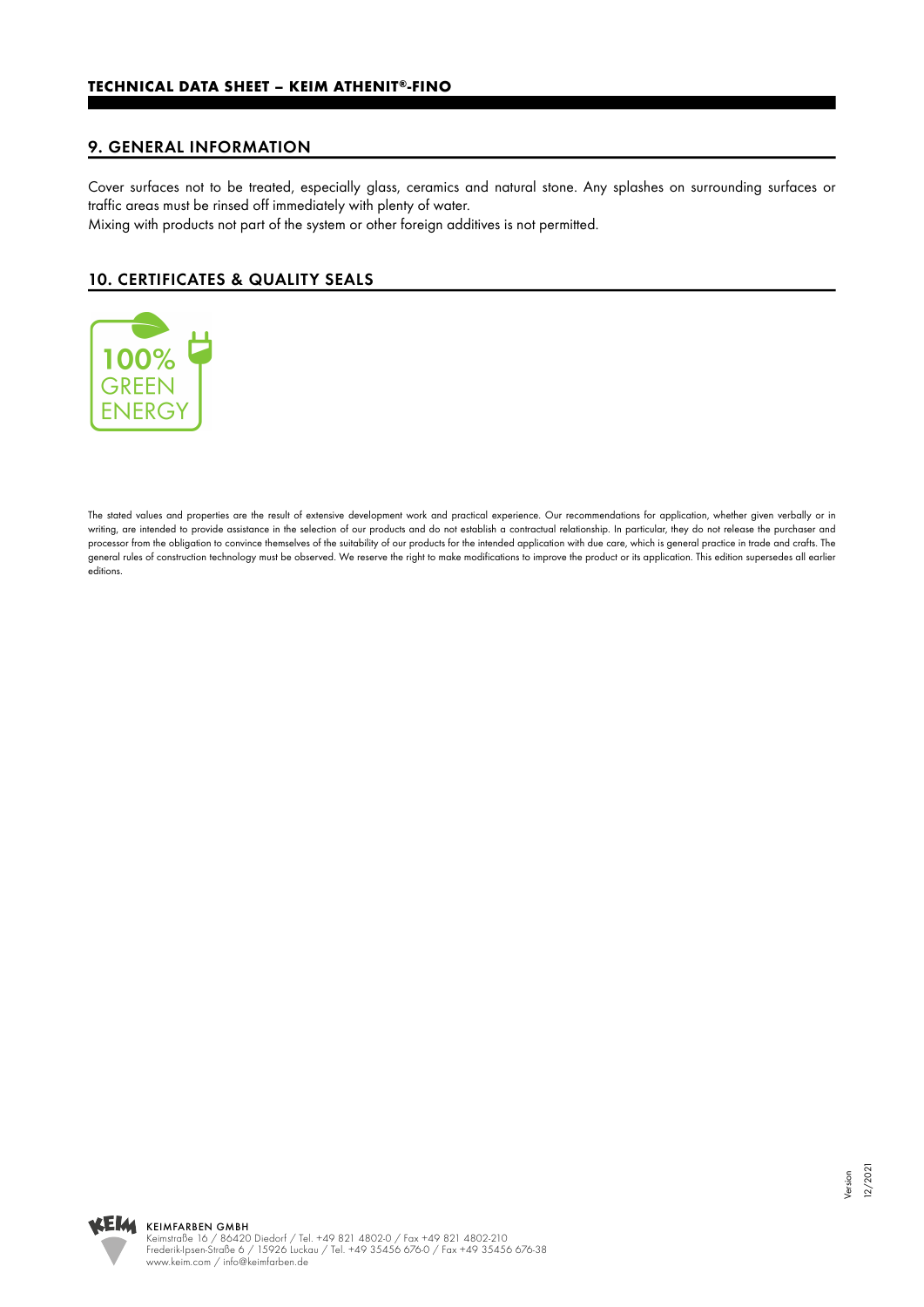## 9. GENERAL INFORMATION

Cover surfaces not to be treated, especially glass, ceramics and natural stone. Any splashes on surrounding surfaces or traffic areas must be rinsed off immediately with plenty of water.
Mixing with products not part of the system or other foreign additives is not permitted.

## 10. CERTIFICATES & QUALITY SEALS

100% GREEN ENERGY

The stated values and properties are the result of extensive development work and practical experience. Our recommendations for application, whether given verbally or in writing, are intended to provide assistance in the selection of our products and do not establish a contractual relationship. In particular, they do not release the purchaser and processor from the obligation to convince themselves of the suitability of our products for the intended application with due care, which is general practice in trade and crafts. The general rules of construction technology must be observed. We reserve the right to make modifications to improve the product or its application. This edition supersedes all earlier editions.

KEIMFARBEN GMBH
Keimstraße 16 / 86420 Diedorf / Tel. +49 821 4802-0 / Fax +49 821 4802-210
Frederik-Ipsen-Straße 6 / 15926 Luckau / Tel. +49 35456 676-0 / Fax +49 35456 676-38
www.keim.com / info@keimfarben.de

Version 12/2021